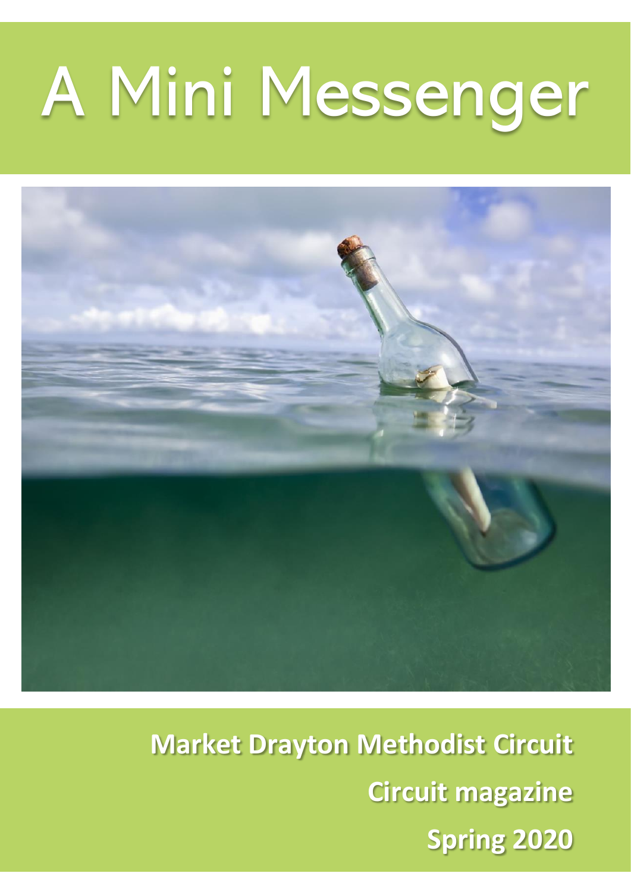# A Mini Messenger

**Market Drayton Methodist Circuit**

**Circuit magazine**

**Spring 2020**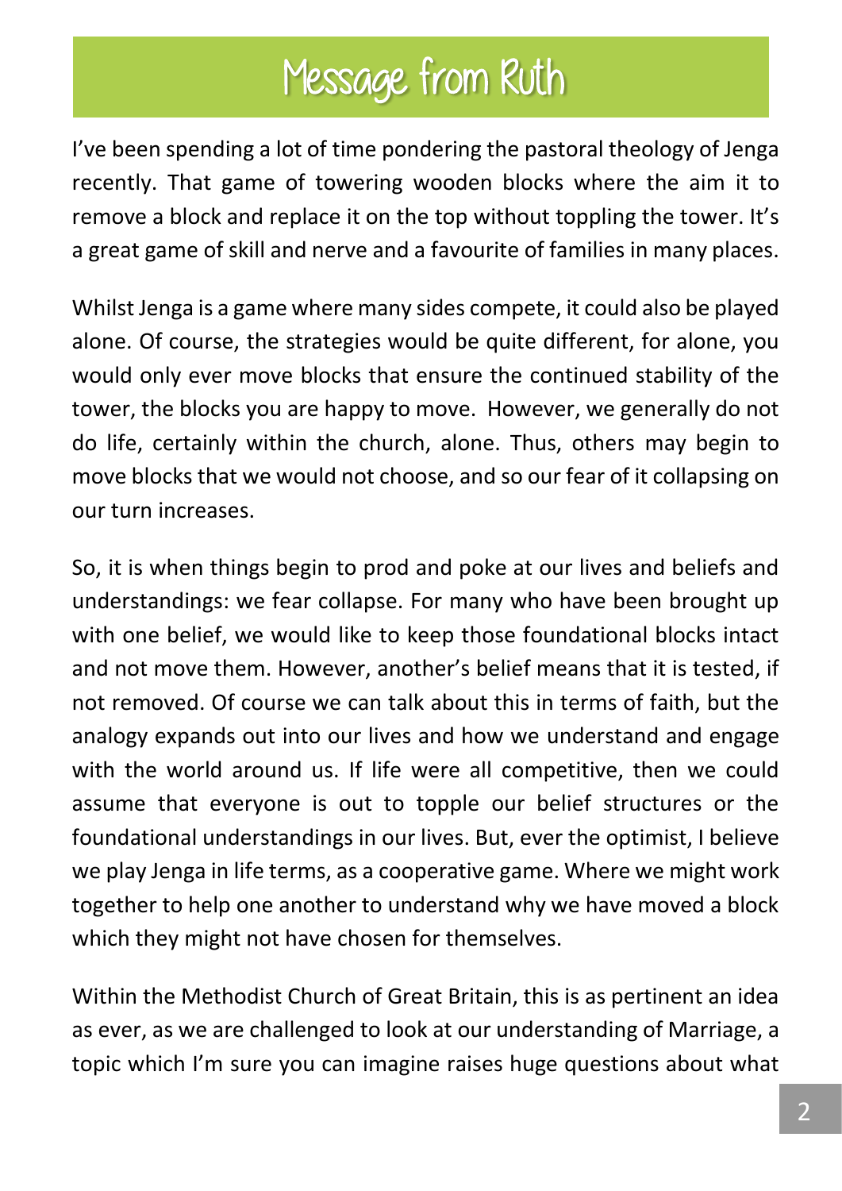# Message from Ruth

I've been spending a lot of time pondering the pastoral theology of Jenga recently. That game of towering wooden blocks where the aim it to remove a block and replace it on the top without toppling the tower. It's a great game of skill and nerve and a favourite of families in many places.

Whilst Jenga is a game where many sides compete, it could also be played alone. Of course, the strategies would be quite different, for alone, you would only ever move blocks that ensure the continued stability of the tower, the blocks you are happy to move. However, we generally do not do life, certainly within the church, alone. Thus, others may begin to move blocks that we would not choose, and so our fear of it collapsing on our turn increases.

So, it is when things begin to prod and poke at our lives and beliefs and understandings: we fear collapse. For many who have been brought up with one belief, we would like to keep those foundational blocks intact and not move them. However, another's belief means that it is tested, if not removed. Of course we can talk about this in terms of faith, but the analogy expands out into our lives and how we understand and engage with the world around us. If life were all competitive, then we could assume that everyone is out to topple our belief structures or the foundational understandings in our lives. But, ever the optimist, I believe we play Jenga in life terms, as a cooperative game. Where we might work together to help one another to understand why we have moved a block which they might not have chosen for themselves.

Within the Methodist Church of Great Britain, this is as pertinent an idea as ever, as we are challenged to look at our understanding of Marriage, a topic which I'm sure you can imagine raises huge questions about what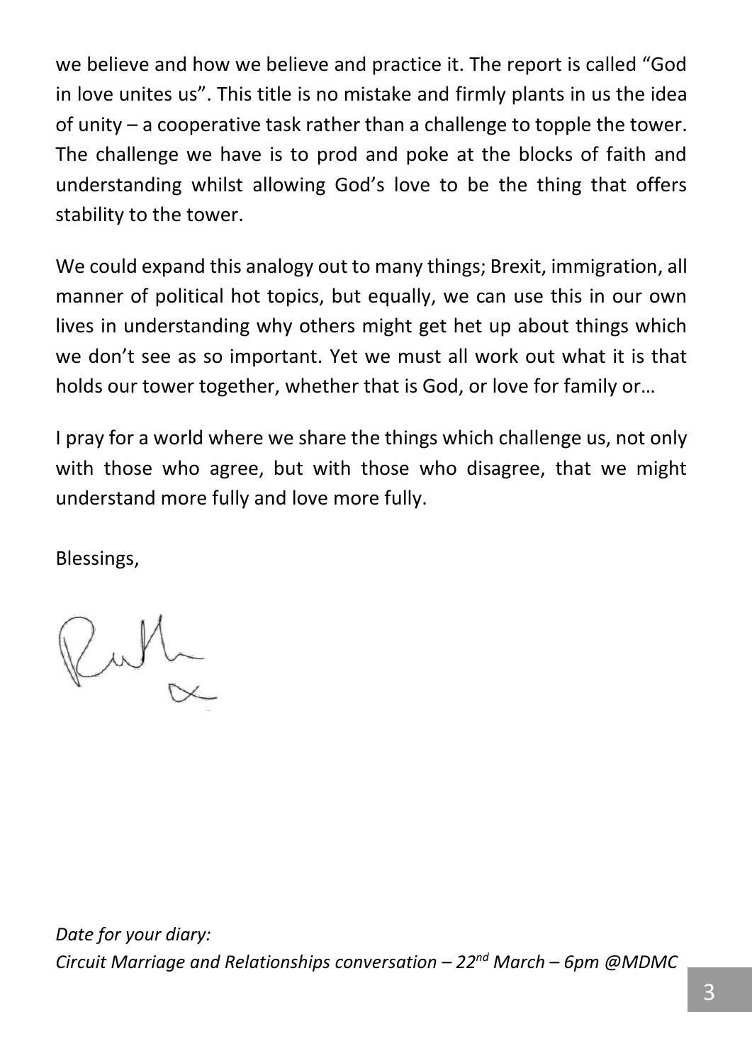we believe and how we believe and practice it. The report is called "God in love unites us". This title is no mistake and firmly plants in us the idea of unity – a cooperative task rather than a challenge to topple the tower. The challenge we have is to prod and poke at the blocks of faith and understanding whilst allowing God's love to be the thing that offers stability to the tower.

We could expand this analogy out to many things; Brexit, immigration, all manner of political hot topics, but equally, we can use this in our own lives in understanding why others might get het up about things which we don't see as so important. Yet we must all work out what it is that holds our tower together, whether that is God, or love for family or…

I pray for a world where we share the things which challenge us, not only with those who agree, but with those who disagree, that we might understand more fully and love more fully.

Blessings,

Ruth x

*Date for your diary:*
*Circuit Marriage and Relationships conversation – 22nd March – 6pm @MDMC*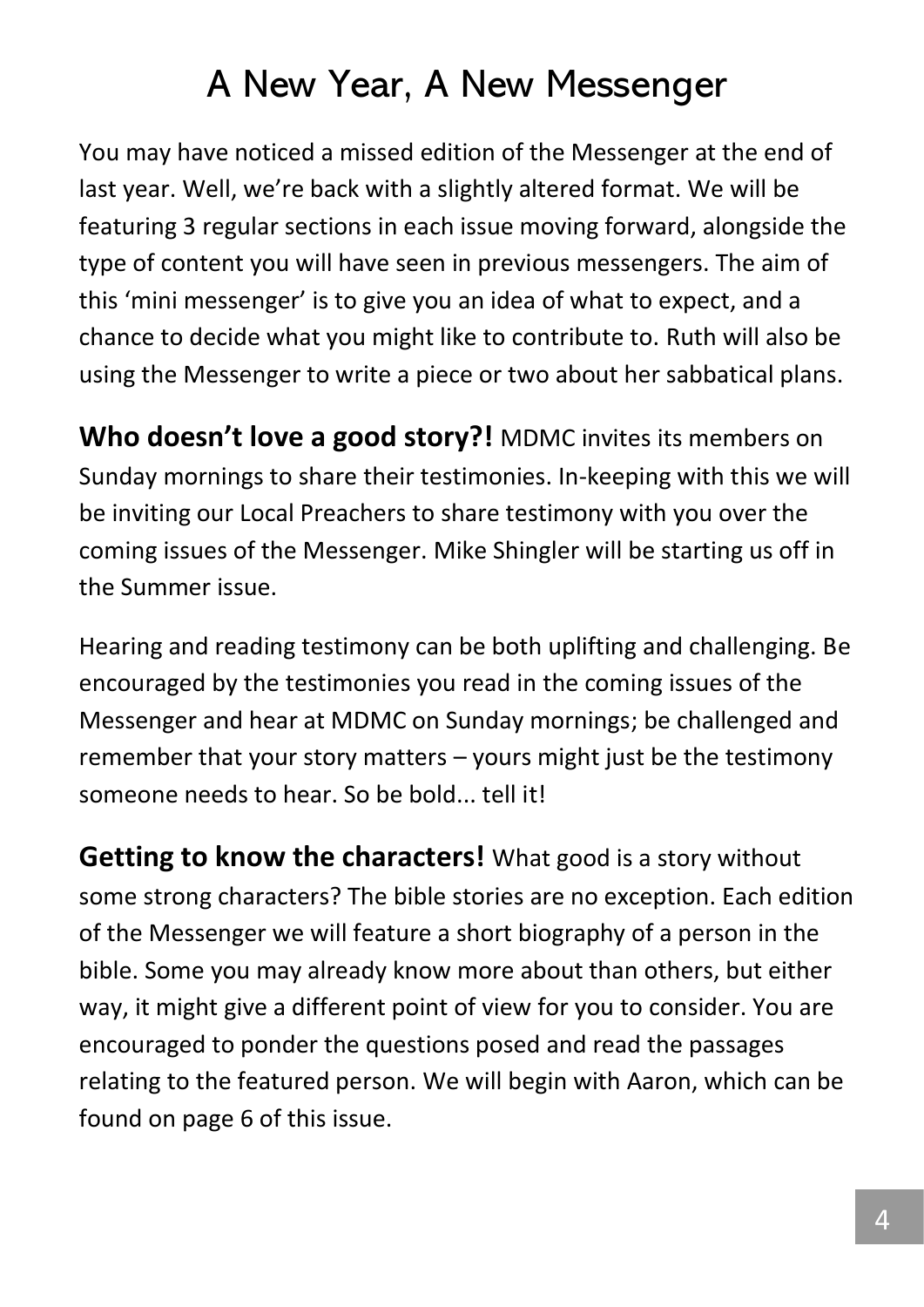# A New Year, A New Messenger

You may have noticed a missed edition of the Messenger at the end of last year. Well, we're back with a slightly altered format. We will be featuring 3 regular sections in each issue moving forward, alongside the type of content you will have seen in previous messengers. The aim of this 'mini messenger' is to give you an idea of what to expect, and a chance to decide what you might like to contribute to. Ruth will also be using the Messenger to write a piece or two about her sabbatical plans.

**Who doesn't love a good story?!** MDMC invites its members on Sunday mornings to share their testimonies. In-keeping with this we will be inviting our Local Preachers to share testimony with you over the coming issues of the Messenger. Mike Shingler will be starting us off in the Summer issue.

Hearing and reading testimony can be both uplifting and challenging. Be encouraged by the testimonies you read in the coming issues of the Messenger and hear at MDMC on Sunday mornings; be challenged and remember that your story matters – yours might just be the testimony someone needs to hear. So be bold... tell it!

**Getting to know the characters!** What good is a story without some strong characters? The bible stories are no exception. Each edition of the Messenger we will feature a short biography of a person in the bible. Some you may already know more about than others, but either way, it might give a different point of view for you to consider. You are encouraged to ponder the questions posed and read the passages relating to the featured person. We will begin with Aaron, which can be found on page 6 of this issue.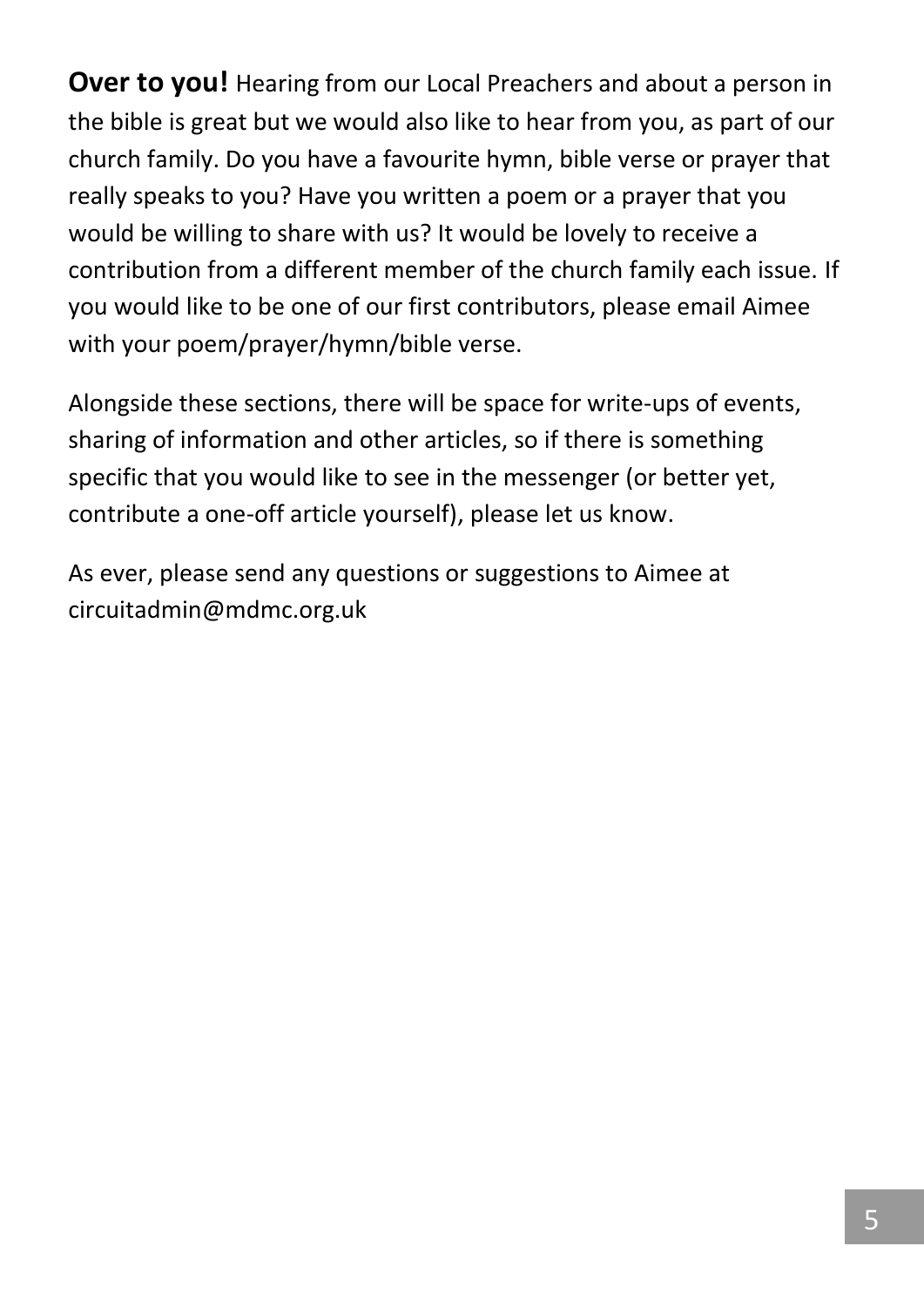**Over to you!** Hearing from our Local Preachers and about a person in the bible is great but we would also like to hear from you, as part of our church family. Do you have a favourite hymn, bible verse or prayer that really speaks to you? Have you written a poem or a prayer that you would be willing to share with us? It would be lovely to receive a contribution from a different member of the church family each issue. If you would like to be one of our first contributors, please email Aimee with your poem/prayer/hymn/bible verse.

Alongside these sections, there will be space for write-ups of events, sharing of information and other articles, so if there is something specific that you would like to see in the messenger (or better yet, contribute a one-off article yourself), please let us know.

As ever, please send any questions or suggestions to Aimee at circuitadmin@mdmc.org.uk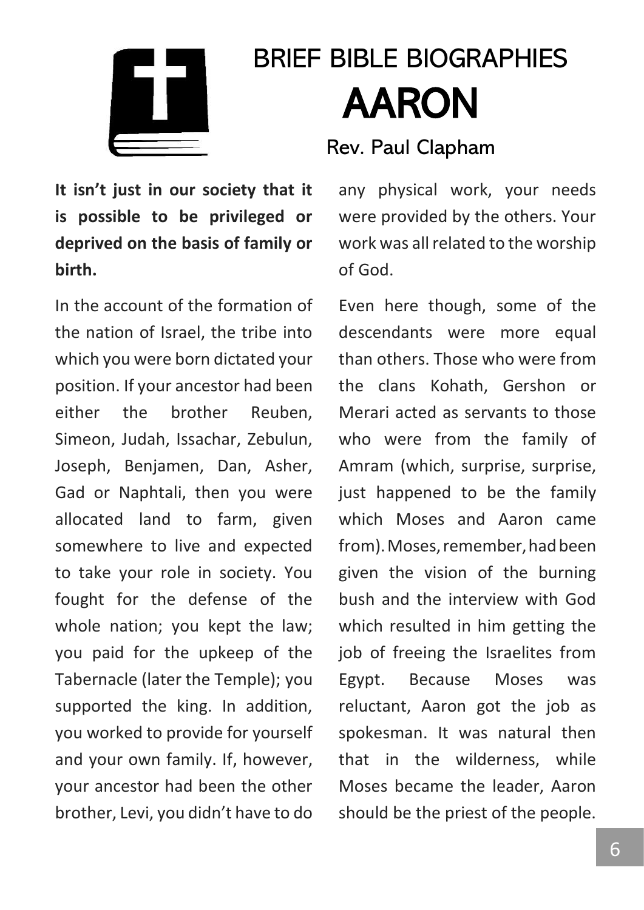# BRIEF BIBLE BIOGRAPHIES

# AARON

## Rev. Paul Clapham

**It isn't just in our society that it is possible to be privileged or deprived on the basis of family or birth.**

In the account of the formation of the nation of Israel, the tribe into which you were born dictated your position. If your ancestor had been either the brother Reuben, Simeon, Judah, Issachar, Zebulun, Joseph, Benjamen, Dan, Asher, Gad or Naphtali, then you were allocated land to farm, given somewhere to live and expected to take your role in society. You fought for the defense of the whole nation; you kept the law; you paid for the upkeep of the Tabernacle (later the Temple); you supported the king. In addition, you worked to provide for yourself and your own family. If, however, your ancestor had been the other brother, Levi, you didn't have to do any physical work, your needs were provided by the others. Your work was all related to the worship of God.

Even here though, some of the descendants were more equal than others. Those who were from the clans Kohath, Gershon or Merari acted as servants to those who were from the family of Amram (which, surprise, surprise, just happened to be the family which Moses and Aaron came from). Moses, remember, had been given the vision of the burning bush and the interview with God which resulted in him getting the job of freeing the Israelites from Egypt. Because Moses was reluctant, Aaron got the job as spokesman. It was natural then that in the wilderness, while Moses became the leader, Aaron should be the priest of the people.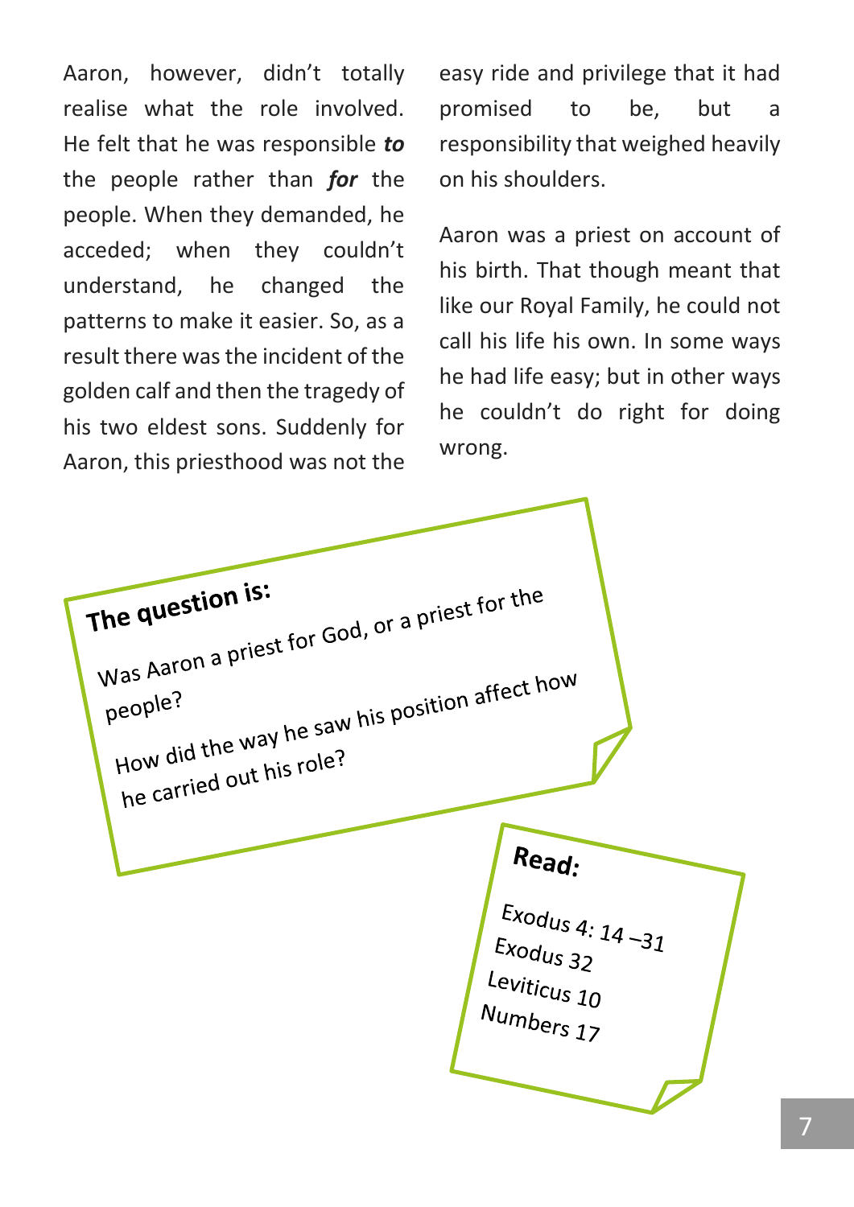Aaron, however, didn't totally realise what the role involved. He felt that he was responsible ***to*** the people rather than ***for*** the people. When they demanded, he acceded; when they couldn't understand, he changed the patterns to make it easier. So, as a result there was the incident of the golden calf and then the tragedy of his two eldest sons. Suddenly for Aaron, this priesthood was not the easy ride and privilege that it had promised to be, but a responsibility that weighed heavily on his shoulders.

Aaron was a priest on account of his birth. That though meant that like our Royal Family, he could not call his life his own. In some ways he had life easy; but in other ways he couldn't do right for doing wrong.

**The question is:**

Was Aaron a priest for God, or a priest for the people?

How did the way he saw his position affect how he carried out his role?

**Read:**

Exodus 4: 14 –31
Exodus 32
Leviticus 10
Numbers 17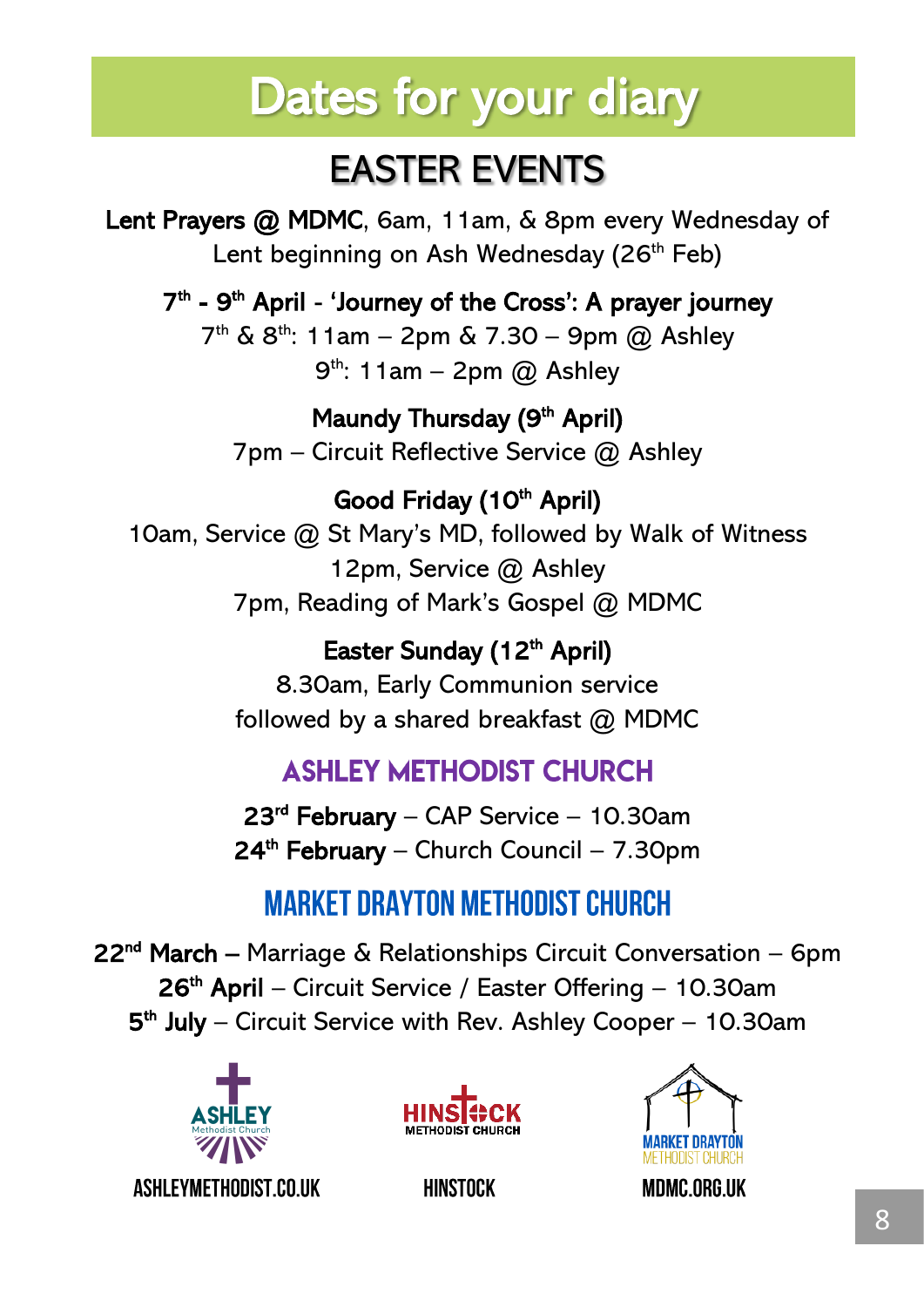# Dates for your diary

## EASTER EVENTS

**Lent Prayers @ MDMC**, 6am, 11am, & 8pm every Wednesday of Lent beginning on Ash Wednesday (26th Feb)

**7th - 9th April - 'Journey of the Cross': A prayer journey**
7th & 8th: 11am – 2pm & 7.30 – 9pm @ Ashley
9th: 11am – 2pm @ Ashley

**Maundy Thursday (9th April)**
7pm – Circuit Reflective Service @ Ashley

**Good Friday (10th April)**
10am, Service @ St Mary's MD, followed by Walk of Witness
12pm, Service @ Ashley
7pm, Reading of Mark's Gospel @ MDMC

**Easter Sunday (12th April)**
8.30am, Early Communion service
followed by a shared breakfast @ MDMC

## ASHLEY METHODIST CHURCH

**23rd February** – CAP Service – 10.30am
**24th February** – Church Council – 7.30pm

## MARKET DRAYTON METHODIST CHURCH

**22nd March** – Marriage & Relationships Circuit Conversation – 6pm
**26th April** – Circuit Service / Easter Offering – 10.30am
**5th July** – Circuit Service with Rev. Ashley Cooper – 10.30am

ASHLEY Methodist Church
ASHLEYMETHODIST.CO.UK

HINSTOCK METHODIST CHURCH
HINSTOCK

MARKET DRAYTON METHODIST CHURCH
MDMC.ORG.UK